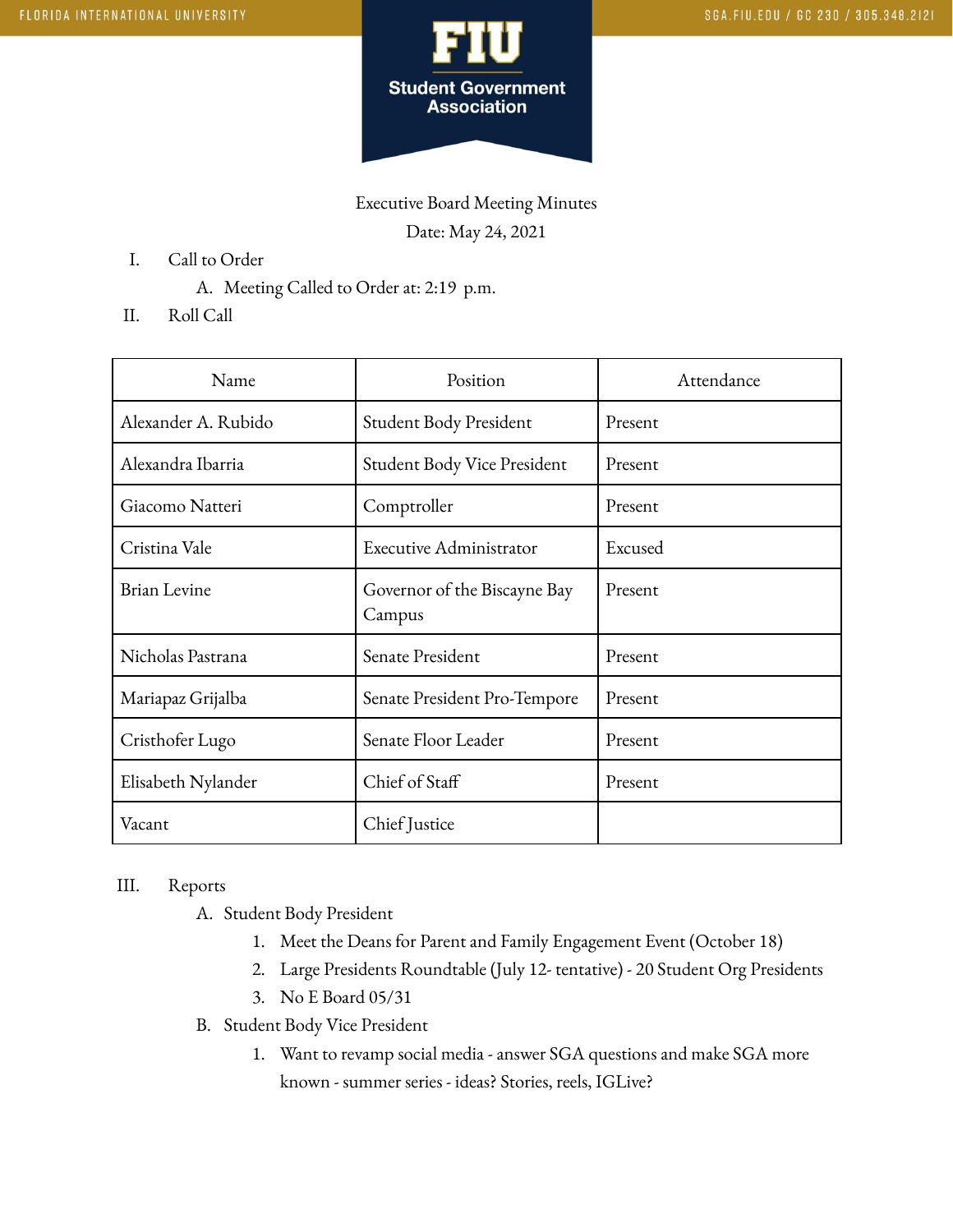FLORIDA INTERNATIONAL UNIVERSITY

SGA.FIU.EDU / GC 230 / 305.348.2121

**FIU Student Government Association**

Executive Board Meeting Minutes

Date: May 24, 2021

I. Call to Order
   A. Meeting Called to Order at: 2:19 p.m.

II. Roll Call

| Name | Position | Attendance |
|---|---|---|
| Alexander A. Rubido | Student Body President | Present |
| Alexandra Ibarria | Student Body Vice President | Present |
| Giacomo Natteri | Comptroller | Present |
| Cristina Vale | Executive Administrator | Excused |
| Brian Levine | Governor of the Biscayne Bay Campus | Present |
| Nicholas Pastrana | Senate President | Present |
| Mariapaz Grijalba | Senate President Pro-Tempore | Present |
| Cristhofer Lugo | Senate Floor Leader | Present |
| Elisabeth Nylander | Chief of Staff | Present |
| Vacant | Chief Justice | |

III. Reports
   A. Student Body President
      1. Meet the Deans for Parent and Family Engagement Event (October 18)
      2. Large Presidents Roundtable (July 12- tentative) - 20 Student Org Presidents
      3. No E Board 05/31
   B. Student Body Vice President
      1. Want to revamp social media - answer SGA questions and make SGA more known - summer series - ideas? Stories, reels, IGLive?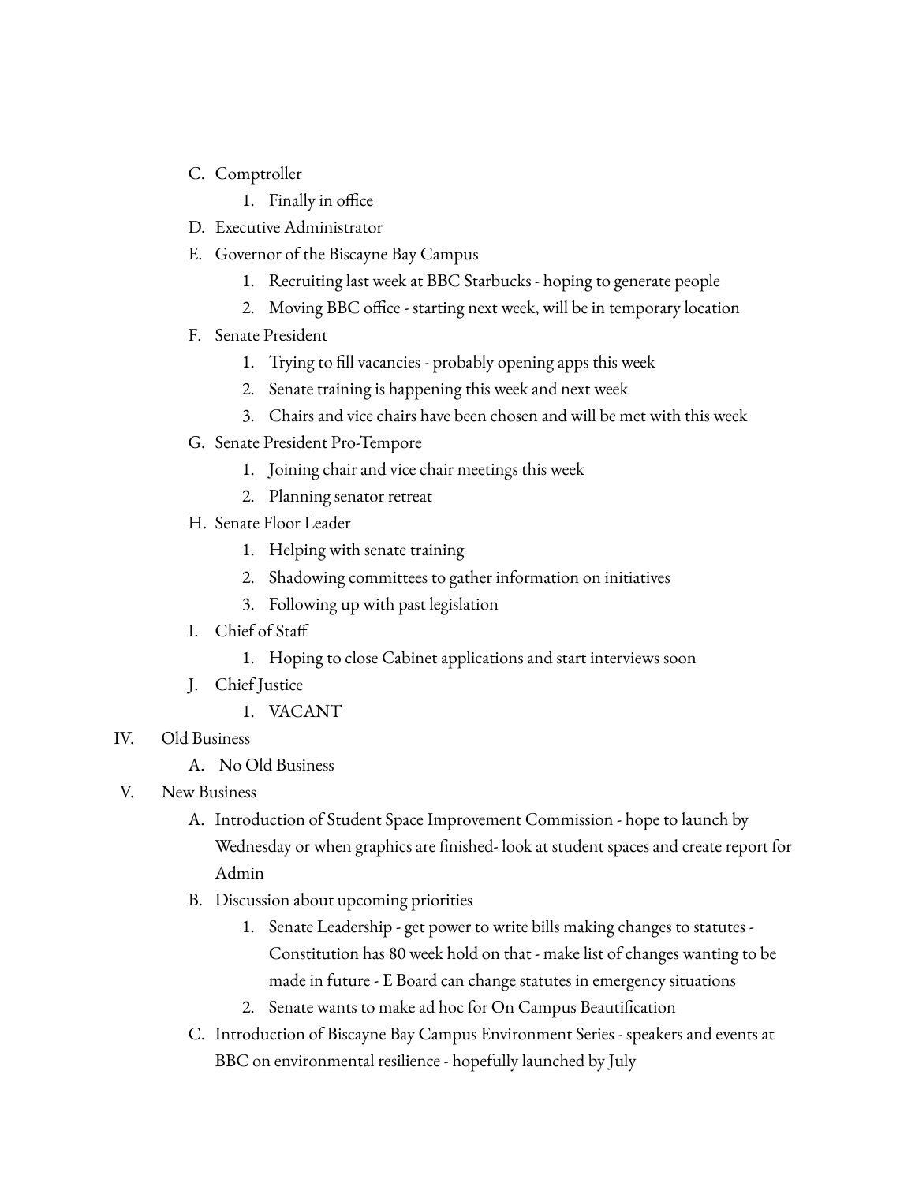C. Comptroller
    1. Finally in office
D. Executive Administrator
E. Governor of the Biscayne Bay Campus
    1. Recruiting last week at BBC Starbucks - hoping to generate people
    2. Moving BBC office - starting next week, will be in temporary location
F. Senate President
    1. Trying to fill vacancies - probably opening apps this week
    2. Senate training is happening this week and next week
    3. Chairs and vice chairs have been chosen and will be met with this week
G. Senate President Pro-Tempore
    1. Joining chair and vice chair meetings this week
    2. Planning senator retreat
H. Senate Floor Leader
    1. Helping with senate training
    2. Shadowing committees to gather information on initiatives
    3. Following up with past legislation
I. Chief of Staff
    1. Hoping to close Cabinet applications and start interviews soon
J. Chief Justice
    1. VACANT

IV. Old Business
    A. No Old Business

V. New Business
    A. Introduction of Student Space Improvement Commission - hope to launch by Wednesday or when graphics are finished- look at student spaces and create report for Admin
    B. Discussion about upcoming priorities
        1. Senate Leadership - get power to write bills making changes to statutes - Constitution has 80 week hold on that - make list of changes wanting to be made in future - E Board can change statutes in emergency situations
        2. Senate wants to make ad hoc for On Campus Beautification
    C. Introduction of Biscayne Bay Campus Environment Series - speakers and events at BBC on environmental resilience - hopefully launched by July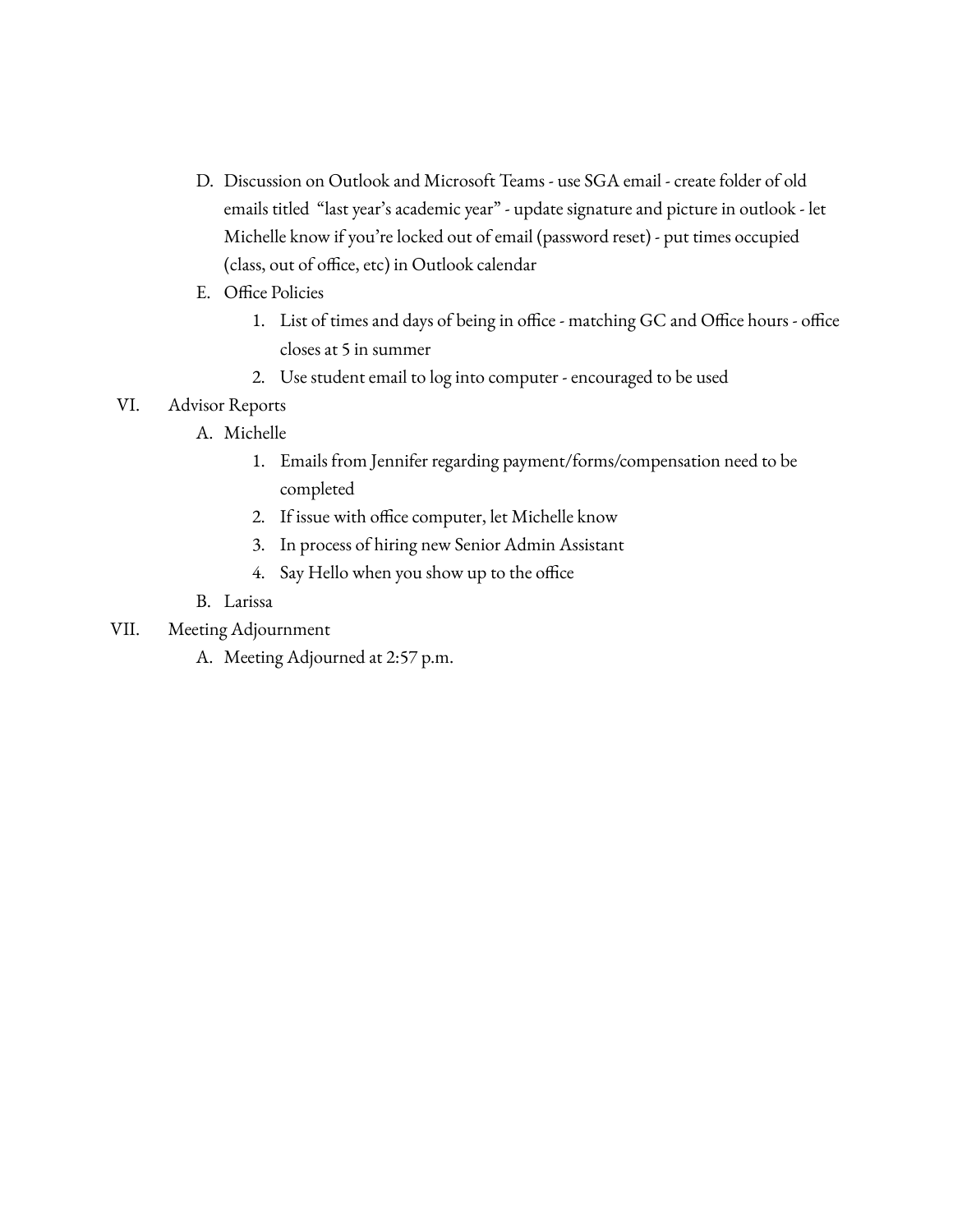D. Discussion on Outlook and Microsoft Teams - use SGA email - create folder of old emails titled "last year's academic year" - update signature and picture in outlook - let Michelle know if you're locked out of email (password reset) - put times occupied (class, out of office, etc) in Outlook calendar

E. Office Policies
   1. List of times and days of being in office - matching GC and Office hours - office closes at 5 in summer
   2. Use student email to log into computer - encouraged to be used

VI. Advisor Reports

   A. Michelle
      1. Emails from Jennifer regarding payment/forms/compensation need to be completed
      2. If issue with office computer, let Michelle know
      3. In process of hiring new Senior Admin Assistant
      4. Say Hello when you show up to the office

   B. Larissa

VII. Meeting Adjournment

   A. Meeting Adjourned at 2:57 p.m.